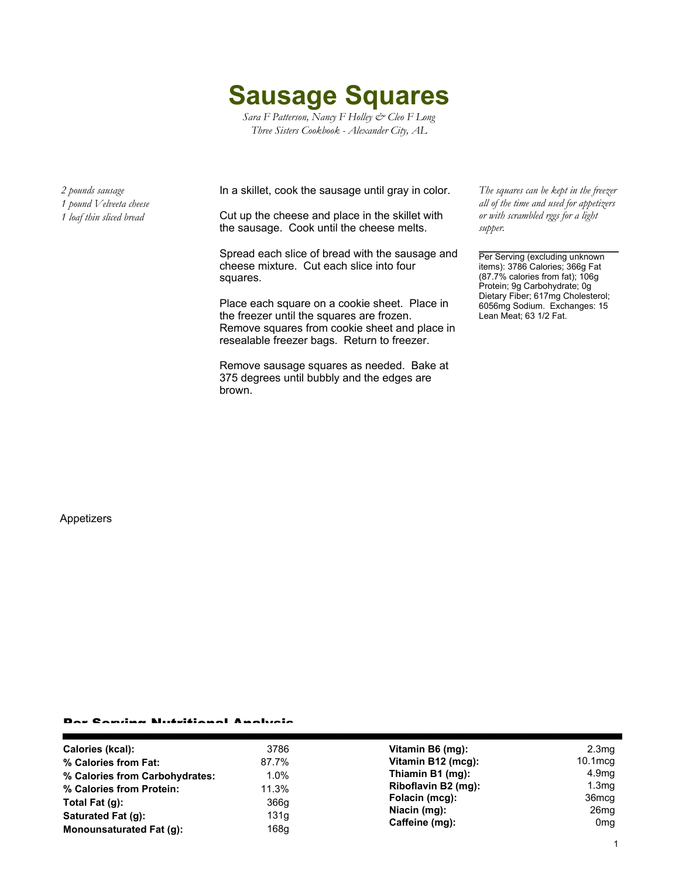# Sausage Squares

*Sara F Patterson, Nancy F Holley & Cleo F Long*
*Three Sisters Cookbook - Alexander City, AL*

*2 pounds sausage*
*1 pound Velveeta cheese*
*1 loaf thin sliced bread*

In a skillet, cook the sausage until gray in color.

Cut up the cheese and place in the skillet with the sausage. Cook until the cheese melts.

Spread each slice of bread with the sausage and cheese mixture. Cut each slice into four squares.

Place each square on a cookie sheet. Place in the freezer until the squares are frozen. Remove squares from cookie sheet and place in resealable freezer bags. Return to freezer.

Remove sausage squares as needed. Bake at 375 degrees until bubbly and the edges are brown.

*The squares can be kept in the freezer all of the time and used for appetizers or with scrambled eggs for a light supper.*

Per Serving (excluding unknown items): 3786 Calories; 366g Fat (87.7% calories from fat); 106g Protein; 9g Carbohydrate; 0g Dietary Fiber; 617mg Cholesterol; 6056mg Sodium. Exchanges: 15 Lean Meat; 63 1/2 Fat.

Appetizers

## Per Serving Nutritional Analysis

| | | | |
|---|---|---|---|
| **Calories (kcal):** | 3786 | **Vitamin B6 (mg):** | 2.3mg |
| **% Calories from Fat:** | 87.7% | **Vitamin B12 (mcg):** | 10.1mcg |
| **% Calories from Carbohydrates:** | 1.0% | **Thiamin B1 (mg):** | 4.9mg |
| **% Calories from Protein:** | 11.3% | **Riboflavin B2 (mg):** | 1.3mg |
| **Total Fat (g):** | 366g | **Folacin (mcg):** | 36mcg |
| **Saturated Fat (g):** | 131g | **Niacin (mg):** | 26mg |
| **Monounsaturated Fat (g):** | 168g | **Caffeine (mg):** | 0mg |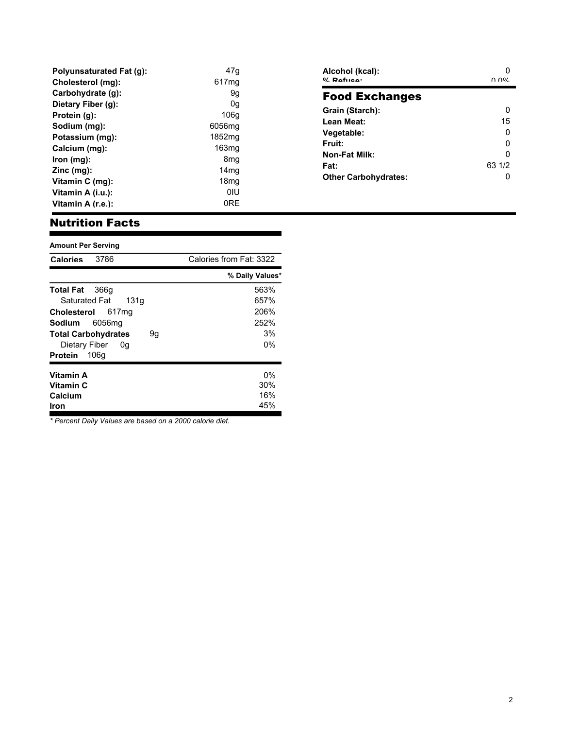| | |
|---|---|
| **Polyunsaturated Fat (g):** | 47g |
| **Cholesterol (mg):** | 617mg |
| **Carbohydrate (g):** | 9g |
| **Dietary Fiber (g):** | 0g |
| **Protein (g):** | 106g |
| **Sodium (mg):** | 6056mg |
| **Potassium (mg):** | 1852mg |
| **Calcium (mg):** | 163mg |
| **Iron (mg):** | 8mg |
| **Zinc (mg):** | 14mg |
| **Vitamin C (mg):** | 18mg |
| **Vitamin A (i.u.):** | 0IU |
| **Vitamin A (r.e.):** | 0RE |

| | |
|---|---|
| **Alcohol (kcal):** | 0 |
| **% Refuse:** | 0.0% |

## Food Exchanges

| | |
|---|---|
| **Grain (Starch):** | 0 |
| **Lean Meat:** | 15 |
| **Vegetable:** | 0 |
| **Fruit:** | 0 |
| **Non-Fat Milk:** | 0 |
| **Fat:** | 63 1/2 |
| **Other Carbohydrates:** | 0 |

## Nutrition Facts

**Amount Per Serving**

| | |
|---|---|
| **Calories** 3786 | Calories from Fat: 3322 |
| | **% Daily Values*** |
| **Total Fat** 366g | 563% |
| Saturated Fat 131g | 657% |
| **Cholesterol** 617mg | 206% |
| **Sodium** 6056mg | 252% |
| **Total Carbohydrates** 9g | 3% |
| Dietary Fiber 0g | 0% |
| **Protein** 106g | |
| **Vitamin A** | 0% |
| **Vitamin C** | 30% |
| **Calcium** | 16% |
| **Iron** | 45% |

*\* Percent Daily Values are based on a 2000 calorie diet.*